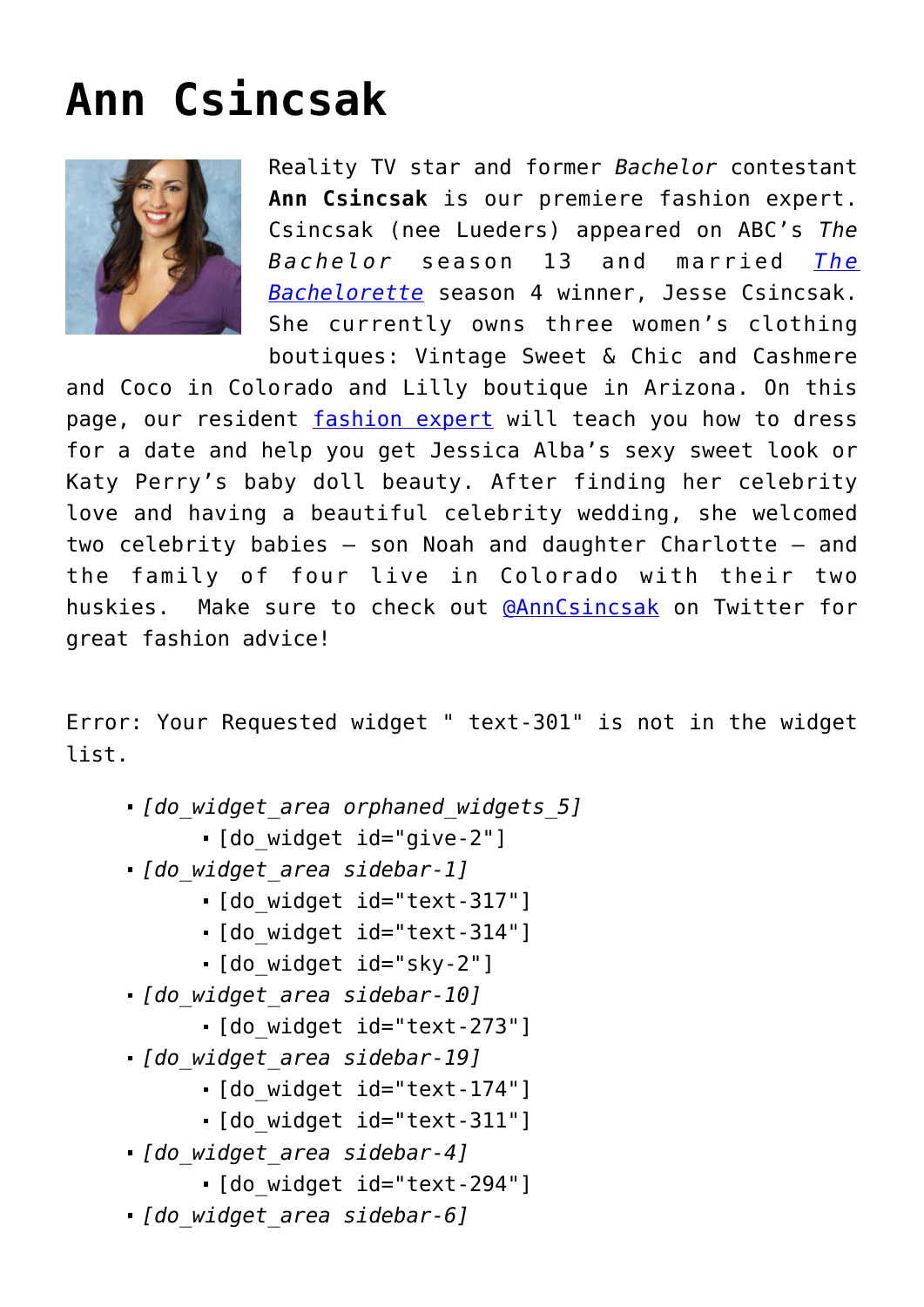# Ann Csincsak

Reality TV star and former *Bachelor* contestant **Ann Csincsak** is our premiere fashion expert. Csincsak (nee Lueders) appeared on ABC's *The Bachelor* season 13 and married *The Bachelorette* season 4 winner, Jesse Csincsak. She currently owns three women's clothing boutiques: Vintage Sweet & Chic and Cashmere and Coco in Colorado and Lilly boutique in Arizona. On this page, our resident fashion expert will teach you how to dress for a date and help you get Jessica Alba's sexy sweet look or Katy Perry's baby doll beauty. After finding her celebrity love and having a beautiful celebrity wedding, she welcomed two celebrity babies – son Noah and daughter Charlotte – and the family of four live in Colorado with their two huskies. Make sure to check out @AnnCsincsak on Twitter for great fashion advice!

Error: Your Requested widget " text-301" is not in the widget list.

- *[do_widget_area orphaned_widgets_5]*
  - [do_widget id="give-2"]
- *[do_widget_area sidebar-1]*
  - [do_widget id="text-317"]
  - [do_widget id="text-314"]
  - [do_widget id="sky-2"]
- *[do_widget_area sidebar-10]*
  - [do_widget id="text-273"]
- *[do_widget_area sidebar-19]*
  - [do_widget id="text-174"]
  - [do_widget id="text-311"]
- *[do_widget_area sidebar-4]*
  - [do_widget id="text-294"]
- *[do_widget_area sidebar-6]*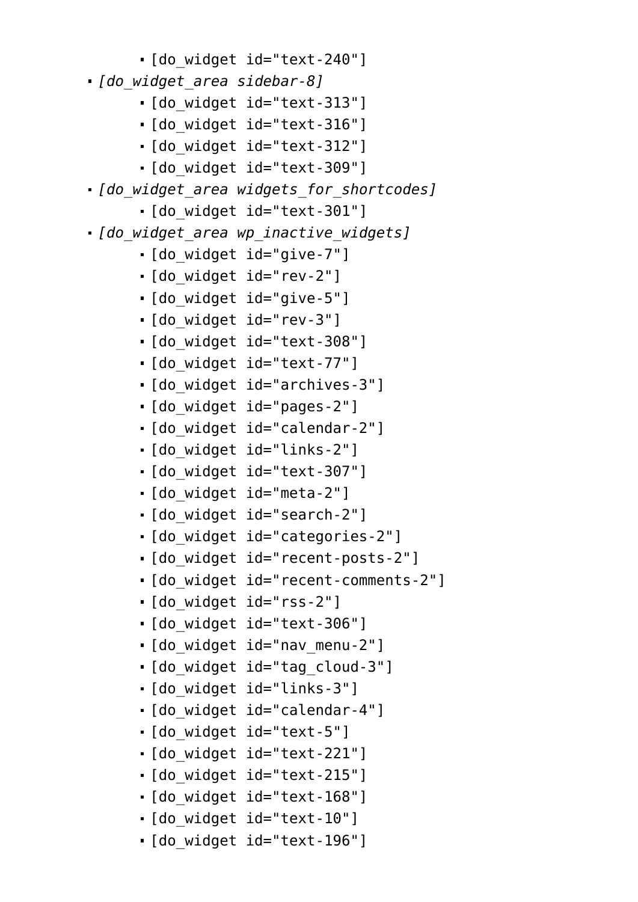- [do_widget id="text-240"]
- *[do_widget_area sidebar-8]*
    - [do_widget id="text-313"]
    - [do_widget id="text-316"]
    - [do_widget id="text-312"]
    - [do_widget id="text-309"]
- *[do_widget_area widgets_for_shortcodes]*
    - [do_widget id="text-301"]
- *[do_widget_area wp_inactive_widgets]*
    - [do_widget id="give-7"]
    - [do_widget id="rev-2"]
    - [do_widget id="give-5"]
    - [do_widget id="rev-3"]
    - [do_widget id="text-308"]
    - [do_widget id="text-77"]
    - [do_widget id="archives-3"]
    - [do_widget id="pages-2"]
    - [do_widget id="calendar-2"]
    - [do_widget id="links-2"]
    - [do_widget id="text-307"]
    - [do_widget id="meta-2"]
    - [do_widget id="search-2"]
    - [do_widget id="categories-2"]
    - [do_widget id="recent-posts-2"]
    - [do_widget id="recent-comments-2"]
    - [do_widget id="rss-2"]
    - [do_widget id="text-306"]
    - [do_widget id="nav_menu-2"]
    - [do_widget id="tag_cloud-3"]
    - [do_widget id="links-3"]
    - [do_widget id="calendar-4"]
    - [do_widget id="text-5"]
    - [do_widget id="text-221"]
    - [do_widget id="text-215"]
    - [do_widget id="text-168"]
    - [do_widget id="text-10"]
    - [do_widget id="text-196"]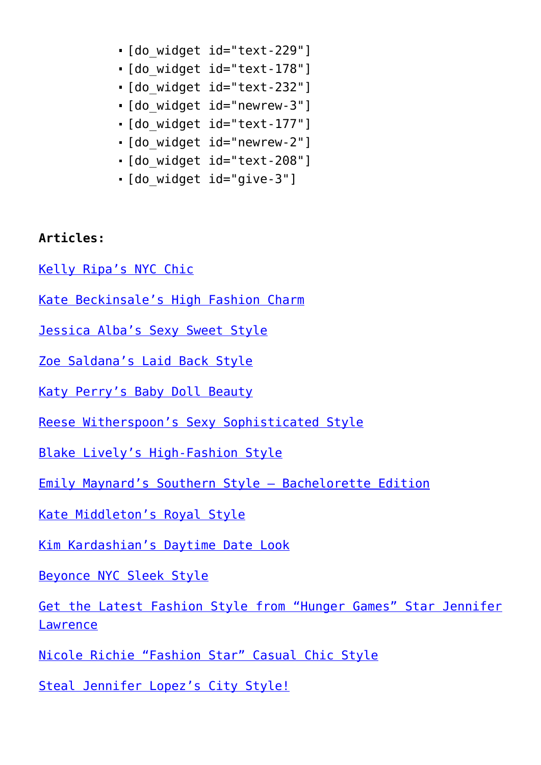- [do_widget id="text-229"]
- [do_widget id="text-178"]
- [do_widget id="text-232"]
- [do_widget id="newrew-3"]
- [do_widget id="text-177"]
- [do_widget id="newrew-2"]
- [do_widget id="text-208"]
- [do_widget id="give-3"]

**Articles:**

Kelly Ripa’s NYC Chic

Kate Beckinsale’s High Fashion Charm

Jessica Alba’s Sexy Sweet Style

Zoe Saldana’s Laid Back Style

Katy Perry’s Baby Doll Beauty

Reese Witherspoon’s Sexy Sophisticated Style

Blake Lively’s High-Fashion Style

Emily Maynard’s Southern Style – Bachelorette Edition

Kate Middleton’s Royal Style

Kim Kardashian’s Daytime Date Look

Beyonce NYC Sleek Style

Get the Latest Fashion Style from “Hunger Games” Star Jennifer Lawrence

Nicole Richie “Fashion Star” Casual Chic Style

Steal Jennifer Lopez’s City Style!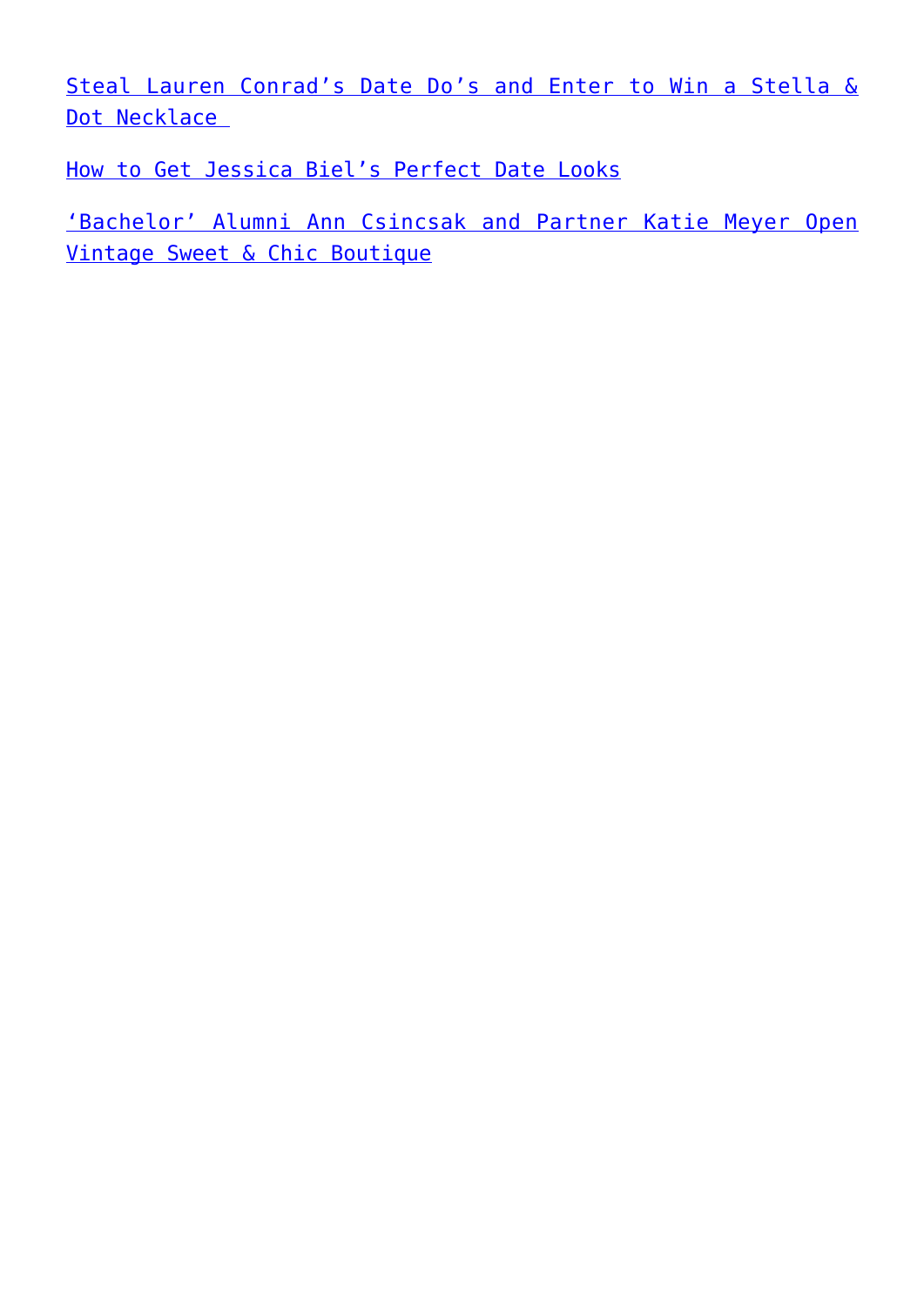Steal Lauren Conrad’s Date Do’s and Enter to Win a Stella & Dot Necklace

How to Get Jessica Biel’s Perfect Date Looks

‘Bachelor’ Alumni Ann Csincsak and Partner Katie Meyer Open Vintage Sweet & Chic Boutique